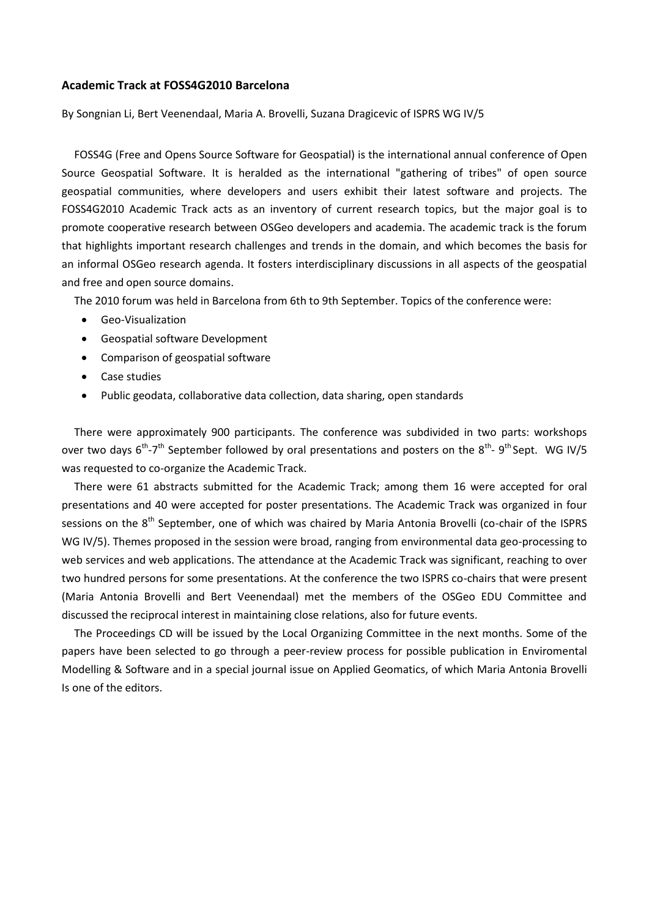**Academic Track at FOSS4G2010 Barcelona**

By Songnian Li, Bert Veenendaal, Maria A. Brovelli, Suzana Dragicevic of ISPRS WG IV/5

FOSS4G (Free and Opens Source Software for Geospatial) is the international annual conference of Open Source Geospatial Software. It is heralded as the international "gathering of tribes" of open source geospatial communities, where developers and users exhibit their latest software and projects. The FOSS4G2010 Academic Track acts as an inventory of current research topics, but the major goal is to promote cooperative research between OSGeo developers and academia. The academic track is the forum that highlights important research challenges and trends in the domain, and which becomes the basis for an informal OSGeo research agenda. It fosters interdisciplinary discussions in all aspects of the geospatial and free and open source domains.

The 2010 forum was held in Barcelona from 6th to 9th September. Topics of the conference were:

- Geo-Visualization
- Geospatial software Development
- Comparison of geospatial software
- Case studies
- Public geodata, collaborative data collection, data sharing, open standards

There were approximately 900 participants. The conference was subdivided in two parts: workshops over two days 6th-7th September followed by oral presentations and posters on the 8th- 9th Sept. WG IV/5 was requested to co-organize the Academic Track.

There were 61 abstracts submitted for the Academic Track; among them 16 were accepted for oral presentations and 40 were accepted for poster presentations. The Academic Track was organized in four sessions on the 8th September, one of which was chaired by Maria Antonia Brovelli (co-chair of the ISPRS WG IV/5). Themes proposed in the session were broad, ranging from environmental data geo-processing to web services and web applications. The attendance at the Academic Track was significant, reaching to over two hundred persons for some presentations. At the conference the two ISPRS co-chairs that were present (Maria Antonia Brovelli and Bert Veenendaal) met the members of the OSGeo EDU Committee and discussed the reciprocal interest in maintaining close relations, also for future events.

The Proceedings CD will be issued by the Local Organizing Committee in the next months. Some of the papers have been selected to go through a peer-review process for possible publication in Enviromental Modelling & Software and in a special journal issue on Applied Geomatics, of which Maria Antonia Brovelli Is one of the editors.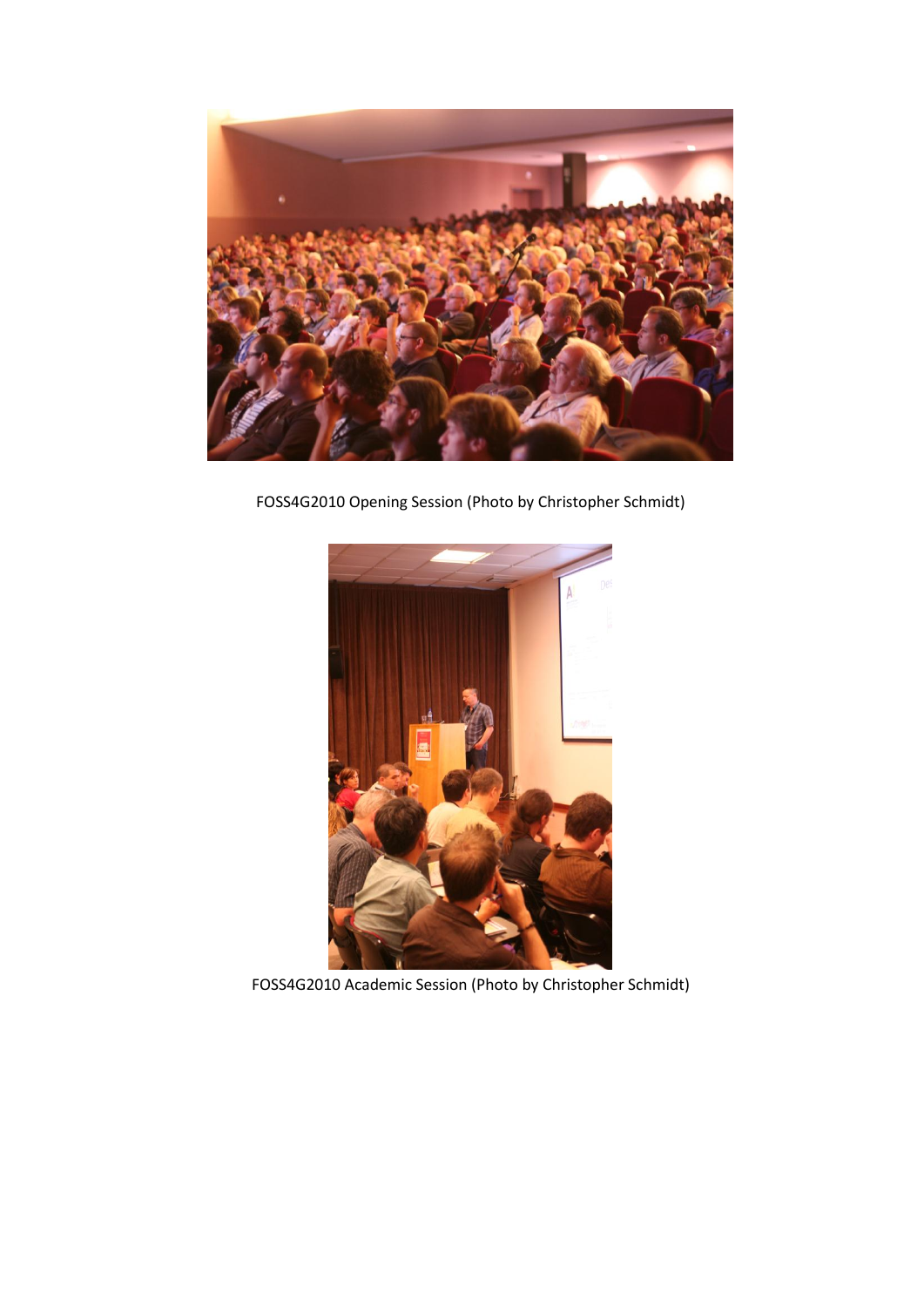FOSS4G2010 Opening Session (Photo by Christopher Schmidt)

FOSS4G2010 Academic Session (Photo by Christopher Schmidt)